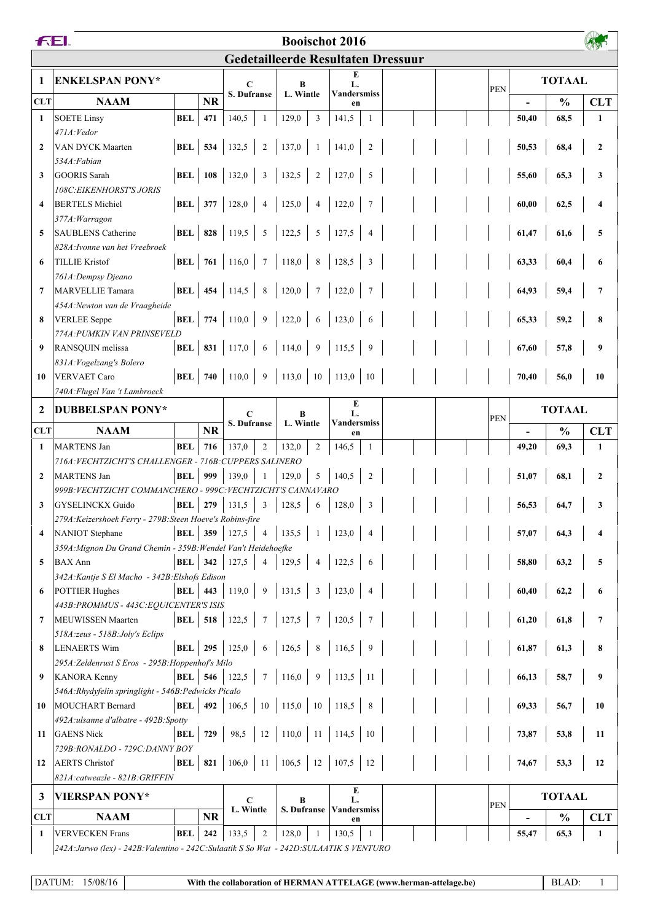# Booischot 2016

## Gedetailleerde Resultaten Dressuur

| 1 | ENKELSPAN PONY* | | | C S. Dufranse | | B L. Wintle | | E L. Vandersmissen | | PEN | TOTAAL | | |
|---|---|---|---|---|---|---|---|---|---|---|---|---|---|
| CLT | NAAM | | NR | | | | | | | | - | % | CLT |
| 1 | SOETE Linsy<br>*471A:Vedor* | BEL | 471 | 140,5 | 1 | 129,0 | 3 | 141,5 | 1 | | 50,40 | 68,5 | 1 |
| 2 | VAN DYCK Maarten<br>*534A:Fabian* | BEL | 534 | 132,5 | 2 | 137,0 | 1 | 141,0 | 2 | | 50,53 | 68,4 | 2 |
| 3 | GOORIS Sarah<br>*108C:EIKENHORST'S JORIS* | BEL | 108 | 132,0 | 3 | 132,5 | 2 | 127,0 | 5 | | 55,60 | 65,3 | 3 |
| 4 | BERTELS Michiel<br>*377A:Warragon* | BEL | 377 | 128,0 | 4 | 125,0 | 4 | 122,0 | 7 | | 60,00 | 62,5 | 4 |
| 5 | SAUBLENS Catherine<br>*828A:Ivonne van het Vreebroek* | BEL | 828 | 119,5 | 5 | 122,5 | 5 | 127,5 | 4 | | 61,47 | 61,6 | 5 |
| 6 | TILLIE Kristof<br>*761A:Dempsy Djeano* | BEL | 761 | 116,0 | 7 | 118,0 | 8 | 128,5 | 3 | | 63,33 | 60,4 | 6 |
| 7 | MARVELLIE Tamara<br>*454A:Newton van de Vraagheide* | BEL | 454 | 114,5 | 8 | 120,0 | 7 | 122,0 | 7 | | 64,93 | 59,4 | 7 |
| 8 | VERLEE Seppe<br>*774A:PUMKIN VAN PRINSEVELD* | BEL | 774 | 110,0 | 9 | 122,0 | 6 | 123,0 | 6 | | 65,33 | 59,2 | 8 |
| 9 | RANSQUIN melissa<br>*831A:Vogelzang's Bolero* | BEL | 831 | 117,0 | 6 | 114,0 | 9 | 115,5 | 9 | | 67,60 | 57,8 | 9 |
| 10 | VERVAET Caro<br>*740A:Flugel Van 't Lambroeck* | BEL | 740 | 110,0 | 9 | 113,0 | 10 | 113,0 | 10 | | 70,40 | 56,0 | 10 |

| 2 | DUBBELSPAN PONY* | | | C S. Dufranse | | B L. Wintle | | E L. Vandersmissen | | PEN | TOTAAL | | |
|---|---|---|---|---|---|---|---|---|---|---|---|---|---|
| CLT | NAAM | | NR | | | | | | | | - | % | CLT |
| 1 | MARTENS Jan<br>*716A:VECHTZICHT'S CHALLENGER - 716B:CUPPERS SALINERO* | BEL | 716 | 137,0 | 2 | 132,0 | 2 | 146,5 | 1 | | 49,20 | 69,3 | 1 |
| 2 | MARTENS Jan<br>*999B:VECHTZICHT COMMANCHERO - 999C:VECHTZICHT'S CANNAVARO* | BEL | 999 | 139,0 | 1 | 129,0 | 5 | 140,5 | 2 | | 51,07 | 68,1 | 2 |
| 3 | GYSELINCKX Guido<br>*279A:Keizershoek Ferry - 279B:Steen Hoeve's Robins-fire* | BEL | 279 | 131,5 | 3 | 128,5 | 6 | 128,0 | 3 | | 56,53 | 64,7 | 3 |
| 4 | NANIOT Stephane<br>*359A:Mignon Du Grand Chemin - 359B:Wendel Van't Heidehoefke* | BEL | 359 | 127,5 | 4 | 135,5 | 1 | 123,0 | 4 | | 57,07 | 64,3 | 4 |
| 5 | BAX Ann<br>*342A:Kantje S El Macho - 342B:Elshofs Edison* | BEL | 342 | 127,5 | 4 | 129,5 | 4 | 122,5 | 6 | | 58,80 | 63,2 | 5 |
| 6 | POTTIER Hughes<br>*443B:PROMMUS - 443C:EQUICENTER'S ISIS* | BEL | 443 | 119,0 | 9 | 131,5 | 3 | 123,0 | 4 | | 60,40 | 62,2 | 6 |
| 7 | MEUWISSEN Maarten<br>*518A:zeus - 518B:Joly's Eclips* | BEL | 518 | 122,5 | 7 | 127,5 | 7 | 120,5 | 7 | | 61,20 | 61,8 | 7 |
| 8 | LENAERTS Wim<br>*295A:Zeldenrust S Eros - 295B:Hoppenhof's Milo* | BEL | 295 | 125,0 | 6 | 126,5 | 8 | 116,5 | 9 | | 61,87 | 61,3 | 8 |
| 9 | KANORA Kenny<br>*546A:Rhydyfelin springlight - 546B:Pedwicks Picalo* | BEL | 546 | 122,5 | 7 | 116,0 | 9 | 113,5 | 11 | | 66,13 | 58,7 | 9 |
| 10 | MOUCHART Bernard<br>*492A:ulsanne d'albatre - 492B:Spotty* | BEL | 492 | 106,5 | 10 | 115,0 | 10 | 118,5 | 8 | | 69,33 | 56,7 | 10 |
| 11 | GAENS Nick<br>*729B:RONALDO - 729C:DANNY BOY* | BEL | 729 | 98,5 | 12 | 110,0 | 11 | 114,5 | 10 | | 73,87 | 53,8 | 11 |
| 12 | AERTS Christof<br>*821A:catweazle - 821B:GRIFFIN* | BEL | 821 | 106,0 | 11 | 106,5 | 12 | 107,5 | 12 | | 74,67 | 53,3 | 12 |

| 3 | VIERSPAN PONY* | | | C L. Wintle | | B S. Dufranse | | E L. Vandersmissen | | PEN | TOTAAL | | |
|---|---|---|---|---|---|---|---|---|---|---|---|---|---|
| CLT | NAAM | | NR | | | | | | | | - | % | CLT |
| 1 | VERVECKEN Frans<br>*242A:Jarwo (lex) - 242B:Valentino - 242C:Sulaatik S So Wat - 242D:SULAATIK S VENTURO* | BEL | 242 | 133,5 | 2 | 128,0 | 1 | 130,5 | 1 | | 55,47 | 65,3 | 1 |

DATUM: 15/08/16 — With the collaboration of HERMAN ATTELAGE (www.herman-attelage.be)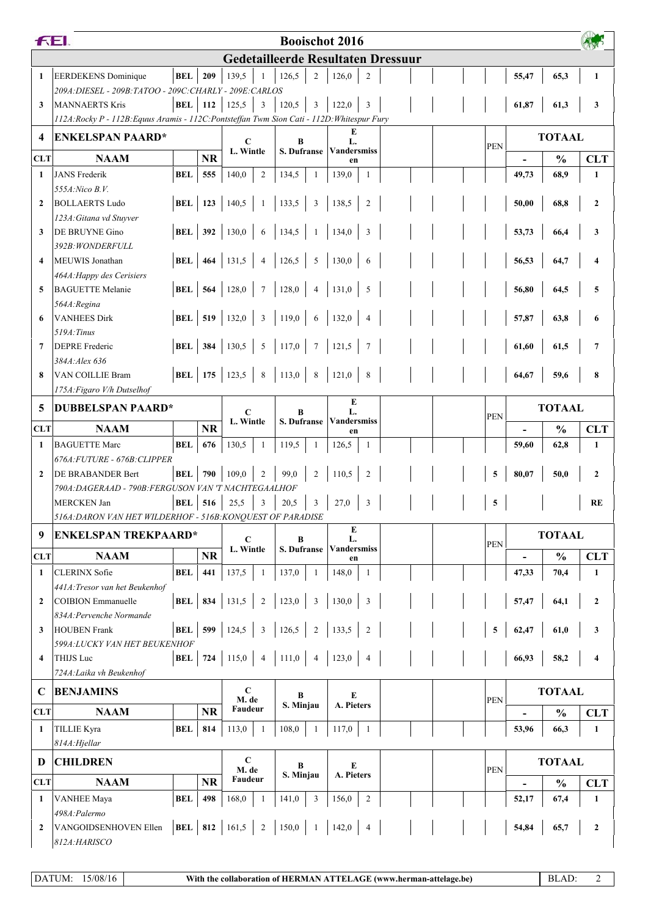# Booischot 2016

## Gedetailleerde Resultaten Dressuur

| CLT | NAAM | | NR | C | | B | | E | | | | | | PEN | - | % | CLT |
|---|---|---|---|---|---|---|---|---|---|---|---|---|---|---|---|---|---|
| 1 | EERDEKENS Dominique | BEL | 209 | 139,5 | 1 | 126,5 | 2 | 126,0 | 2 | | | | | | 55,47 | 65,3 | 1 |
| | 209A:DIESEL - 209B:TATOO - 209C:CHARLY - 209E:CARLOS | | | | | | | | | | | | | | | | |
| 3 | MANNAERTS Kris | BEL | 112 | 125,5 | 3 | 120,5 | 3 | 122,0 | 3 | | | | | | 61,87 | 61,3 | 3 |
| | 112A:Rocky P - 112B:Equus Aramis - 112C:Pontsteffan Twm Sion Cati - 112D:Whitespur Fury | | | | | | | | | | | | | | | | |

### 4 ENKELSPAN PAARD*

| CLT | NAAM | | NR | C L. Wintle | | B S. Dufranse | | E L. Vandersmissen | | | | | | PEN | TOTAAL - | % | CLT |
|---|---|---|---|---|---|---|---|---|---|---|---|---|---|---|---|---|---|
| 1 | JANS Frederik | BEL | 555 | 140,0 | 2 | 134,5 | 1 | 139,0 | 1 | | | | | | 49,73 | 68,9 | 1 |
| | 555A:Nico B.V. | | | | | | | | | | | | | | | | |
| 2 | BOLLAERTS Ludo | BEL | 123 | 140,5 | 1 | 133,5 | 3 | 138,5 | 2 | | | | | | 50,00 | 68,8 | 2 |
| | 123A:Gitana vd Stuyver | | | | | | | | | | | | | | | | |
| 3 | DE BRUYNE Gino | BEL | 392 | 130,0 | 6 | 134,5 | 1 | 134,0 | 3 | | | | | | 53,73 | 66,4 | 3 |
| | 392B:WONDERFULL | | | | | | | | | | | | | | | | |
| 4 | MEUWIS Jonathan | BEL | 464 | 131,5 | 4 | 126,5 | 5 | 130,0 | 6 | | | | | | 56,53 | 64,7 | 4 |
| | 464A:Happy des Cerisiers | | | | | | | | | | | | | | | | |
| 5 | BAGUETTE Melanie | BEL | 564 | 128,0 | 7 | 128,0 | 4 | 131,0 | 5 | | | | | | 56,80 | 64,5 | 5 |
| | 564A:Regina | | | | | | | | | | | | | | | | |
| 6 | VANHEES Dirk | BEL | 519 | 132,0 | 3 | 119,0 | 6 | 132,0 | 4 | | | | | | 57,87 | 63,8 | 6 |
| | 519A:Tinus | | | | | | | | | | | | | | | | |
| 7 | DEPRE Frederic | BEL | 384 | 130,5 | 5 | 117,0 | 7 | 121,5 | 7 | | | | | | 61,60 | 61,5 | 7 |
| | 384A:Alex 636 | | | | | | | | | | | | | | | | |
| 8 | VAN COILLIE Bram | BEL | 175 | 123,5 | 8 | 113,0 | 8 | 121,0 | 8 | | | | | | 64,67 | 59,6 | 8 |
| | 175A:Figaro V/h Dutselhof | | | | | | | | | | | | | | | | |

### 5 DUBBELSPAN PAARD*

| CLT | NAAM | | NR | C L. Wintle | | B S. Dufranse | | E L. Vandersmissen | | | | | | PEN | TOTAAL - | % | CLT |
|---|---|---|---|---|---|---|---|---|---|---|---|---|---|---|---|---|---|
| 1 | BAGUETTE Marc | BEL | 676 | 130,5 | 1 | 119,5 | 1 | 126,5 | 1 | | | | | | 59,60 | 62,8 | 1 |
| | 676A:FUTURE - 676B:CLIPPER | | | | | | | | | | | | | | | | |
| 2 | DE BRABANDER Bert | BEL | 790 | 109,0 | 2 | 99,0 | 2 | 110,5 | 2 | | | | | 5 | 80,07 | 50,0 | 2 |
| | 790A:DAGERAAD - 790B:FERGUSON VAN 'T NACHTEGAALHOF | | | | | | | | | | | | | | | | |
| | MERCKEN Jan | BEL | 516 | 25,5 | 3 | 20,5 | 3 | 27,0 | 3 | | | | | 5 | | | RE |
| | 516A:DARON VAN HET WILDERHOF - 516B:KONQUEST OF PARADISE | | | | | | | | | | | | | | | | |

### 9 ENKELSPAN TREKPAARD*

| CLT | NAAM | | NR | C L. Wintle | | B S. Dufranse | | E L. Vandersmissen | | | | | | PEN | TOTAAL - | % | CLT |
|---|---|---|---|---|---|---|---|---|---|---|---|---|---|---|---|---|---|
| 1 | CLERINX Sofie | BEL | 441 | 137,5 | 1 | 137,0 | 1 | 148,0 | 1 | | | | | | 47,33 | 70,4 | 1 |
| | 441A:Tresor van het Beukenhof | | | | | | | | | | | | | | | | |
| 2 | COIBION Emmanuelle | BEL | 834 | 131,5 | 2 | 123,0 | 3 | 130,0 | 3 | | | | | | 57,47 | 64,1 | 2 |
| | 834A:Pervenche Normande | | | | | | | | | | | | | | | | |
| 3 | HOUBEN Frank | BEL | 599 | 124,5 | 3 | 126,5 | 2 | 133,5 | 2 | | | | | 5 | 62,47 | 61,0 | 3 |
| | 599A:LUCKY VAN HET BEUKENHOF | | | | | | | | | | | | | | | | |
| 4 | THIJS Luc | BEL | 724 | 115,0 | 4 | 111,0 | 4 | 123,0 | 4 | | | | | | 66,93 | 58,2 | 4 |
| | 724A:Laika vh Beukenhof | | | | | | | | | | | | | | | | |

### C BENJAMINS

| CLT | NAAM | | NR | C M. de Faudeur | | B S. Minjau | | E A. Pieters | | | | | | PEN | TOTAAL - | % | CLT |
|---|---|---|---|---|---|---|---|---|---|---|---|---|---|---|---|---|---|
| 1 | TILLIE Kyra | BEL | 814 | 113,0 | 1 | 108,0 | 1 | 117,0 | 1 | | | | | | 53,96 | 66,3 | 1 |
| | 814A:Hjellar | | | | | | | | | | | | | | | | |

### D CHILDREN

| CLT | NAAM | | NR | C M. de Faudeur | | B S. Minjau | | E A. Pieters | | | | | | PEN | TOTAAL - | % | CLT |
|---|---|---|---|---|---|---|---|---|---|---|---|---|---|---|---|---|---|
| 1 | VANHEE Maya | BEL | 498 | 168,0 | 1 | 141,0 | 3 | 156,0 | 2 | | | | | | 52,17 | 67,4 | 1 |
| | 498A:Palermo | | | | | | | | | | | | | | | | |
| 2 | VANGOIDSENHOVEN Ellen | BEL | 812 | 161,5 | 2 | 150,0 | 1 | 142,0 | 4 | | | | | | 54,84 | 65,7 | 2 |
| | 812A:HARISCO | | | | | | | | | | | | | | | | |

DATUM: 15/08/16 — With the collaboration of HERMAN ATTELAGE (www.herman-attelage.be)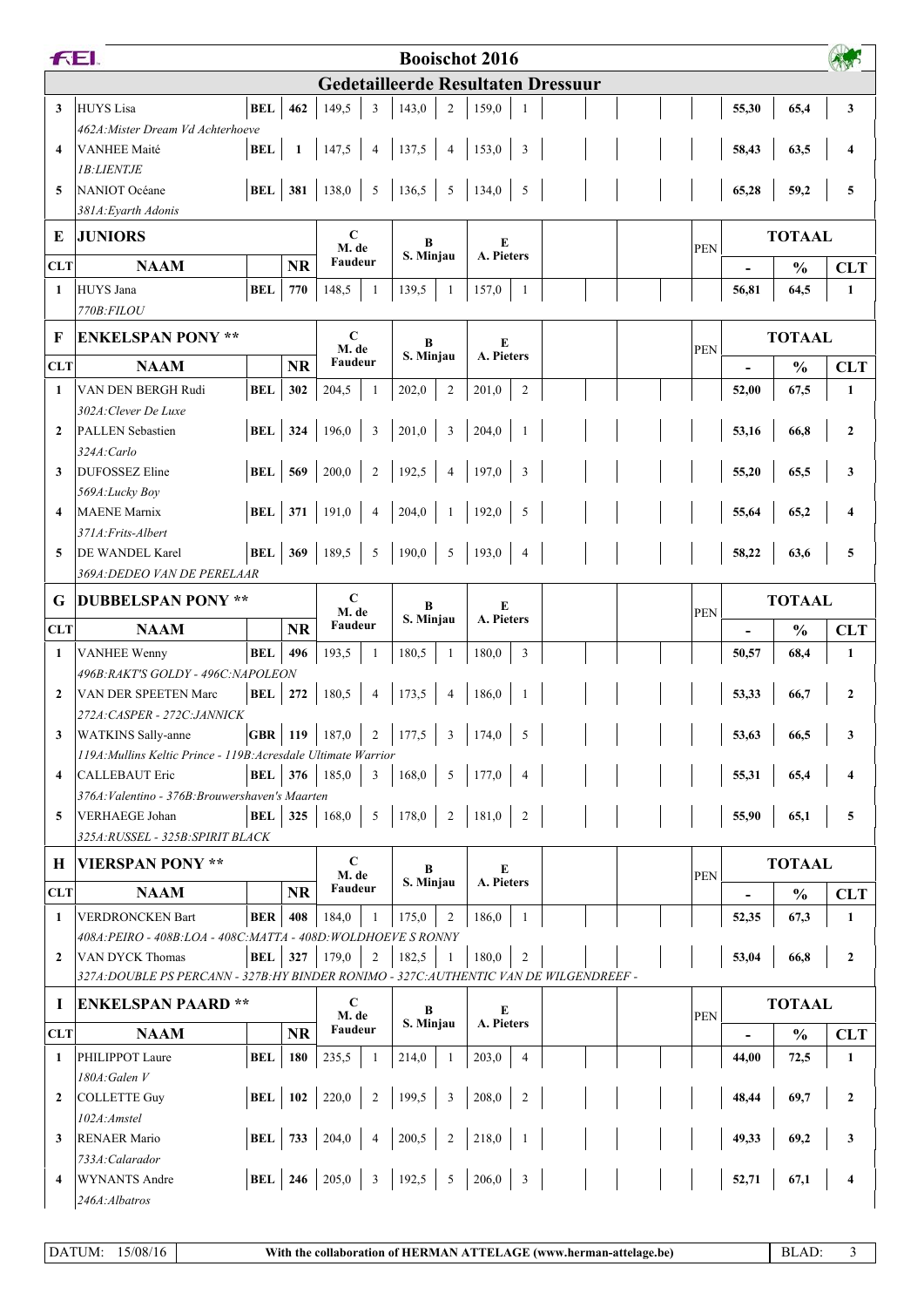# Booischot 2016

## Gedetailleerde Resultaten Dressuur

| CLT | NAAM | | NR | C M. de Faudeur | | B S. Minjau | | E A. Pieters | | PEN | - | % | CLT |
|---|---|---|---|---|---|---|---|---|---|---|---|---|---|
| 3 | HUYS Lisa | BEL | 462 | 149,5 | 3 | 143,0 | 2 | 159,0 | 1 | | 55,30 | 65,4 | 3 |
| | *462A:Mister Dream Vd Achterhoeve* | | | | | | | | | | | | |
| 4 | VANHEE Maité | BEL | 1 | 147,5 | 4 | 137,5 | 4 | 153,0 | 3 | | 58,43 | 63,5 | 4 |
| | *1B:LIENTJE* | | | | | | | | | | | | |
| 5 | NANIOT Océane | BEL | 381 | 138,0 | 5 | 136,5 | 5 | 134,0 | 5 | | 65,28 | 59,2 | 5 |
| | *381A:Eyarth Adonis* | | | | | | | | | | | | |

### E JUNIORS

| CLT | NAAM | | NR | C M. de Faudeur | | B S. Minjau | | E A. Pieters | | PEN | - | % | CLT |
|---|---|---|---|---|---|---|---|---|---|---|---|---|---|
| 1 | HUYS Jana | BEL | 770 | 148,5 | 1 | 139,5 | 1 | 157,0 | 1 | | 56,81 | 64,5 | 1 |
| | *770B:FILOU* | | | | | | | | | | | | |

### F ENKELSPAN PONY **

| CLT | NAAM | | NR | C M. de Faudeur | | B S. Minjau | | E A. Pieters | | PEN | - | % | CLT |
|---|---|---|---|---|---|---|---|---|---|---|---|---|---|
| 1 | VAN DEN BERGH Rudi | BEL | 302 | 204,5 | 1 | 202,0 | 2 | 201,0 | 2 | | 52,00 | 67,5 | 1 |
| | *302A:Clever De Luxe* | | | | | | | | | | | | |
| 2 | PALLEN Sebastien | BEL | 324 | 196,0 | 3 | 201,0 | 3 | 204,0 | 1 | | 53,16 | 66,8 | 2 |
| | *324A:Carlo* | | | | | | | | | | | | |
| 3 | DUFOSSEZ Eline | BEL | 569 | 200,0 | 2 | 192,5 | 4 | 197,0 | 3 | | 55,20 | 65,5 | 3 |
| | *569A:Lucky Boy* | | | | | | | | | | | | |
| 4 | MAENE Marnix | BEL | 371 | 191,0 | 4 | 204,0 | 1 | 192,0 | 5 | | 55,64 | 65,2 | 4 |
| | *371A:Frits-Albert* | | | | | | | | | | | | |
| 5 | DE WANDEL Karel | BEL | 369 | 189,5 | 5 | 190,0 | 5 | 193,0 | 4 | | 58,22 | 63,6 | 5 |
| | *369A:DEDEO VAN DE PERELAAR* | | | | | | | | | | | | |

### G DUBBELSPAN PONY **

| CLT | NAAM | | NR | C M. de Faudeur | | B S. Minjau | | E A. Pieters | | PEN | - | % | CLT |
|---|---|---|---|---|---|---|---|---|---|---|---|---|---|
| 1 | VANHEE Wenny | BEL | 496 | 193,5 | 1 | 180,5 | 1 | 180,0 | 3 | | 50,57 | 68,4 | 1 |
| | *496B:RAKT'S GOLDY - 496C:NAPOLEON* | | | | | | | | | | | | |
| 2 | VAN DER SPEETEN Marc | BEL | 272 | 180,5 | 4 | 173,5 | 4 | 186,0 | 1 | | 53,33 | 66,7 | 2 |
| | *272A:CASPER - 272C:JANNICK* | | | | | | | | | | | | |
| 3 | WATKINS Sally-anne | GBR | 119 | 187,0 | 2 | 177,5 | 3 | 174,0 | 5 | | 53,63 | 66,5 | 3 |
| | *119A:Mullins Keltic Prince - 119B:Acresdale Ultimate Warrior* | | | | | | | | | | | | |
| 4 | CALLEBAUT Eric | BEL | 376 | 185,0 | 3 | 168,0 | 5 | 177,0 | 4 | | 55,31 | 65,4 | 4 |
| | *376A:Valentino - 376B:Brouwershaven's Maarten* | | | | | | | | | | | | |
| 5 | VERHAEGE Johan | BEL | 325 | 168,0 | 5 | 178,0 | 2 | 181,0 | 2 | | 55,90 | 65,1 | 5 |
| | *325A:RUSSEL - 325B:SPIRIT BLACK* | | | | | | | | | | | | |

### H VIERSPAN PONY **

| CLT | NAAM | | NR | C M. de Faudeur | | B S. Minjau | | E A. Pieters | | PEN | - | % | CLT |
|---|---|---|---|---|---|---|---|---|---|---|---|---|---|
| 1 | VERDRONCKEN Bart | BER | 408 | 184,0 | 1 | 175,0 | 2 | 186,0 | 1 | | 52,35 | 67,3 | 1 |
| | *408A:PEIRO - 408B:LOA - 408C:MATTA - 408D:WOLDHOEVE S RONNY* | | | | | | | | | | | | |
| 2 | VAN DYCK Thomas | BEL | 327 | 179,0 | 2 | 182,5 | 1 | 180,0 | 2 | | 53,04 | 66,8 | 2 |
| | *327A:DOUBLE PS PERCANN - 327B:HY BINDER RONIMO - 327C:AUTHENTIC VAN DE WILGENDREEF -* | | | | | | | | | | | | |

### I ENKELSPAN PAARD **

| CLT | NAAM | | NR | C M. de Faudeur | | B S. Minjau | | E A. Pieters | | PEN | - | % | CLT |
|---|---|---|---|---|---|---|---|---|---|---|---|---|---|
| 1 | PHILIPPOT Laure | BEL | 180 | 235,5 | 1 | 214,0 | 1 | 203,0 | 4 | | 44,00 | 72,5 | 1 |
| | *180A:Galen V* | | | | | | | | | | | | |
| 2 | COLLETTE Guy | BEL | 102 | 220,0 | 2 | 199,5 | 3 | 208,0 | 2 | | 48,44 | 69,7 | 2 |
| | *102A:Amstel* | | | | | | | | | | | | |
| 3 | RENAER Mario | BEL | 733 | 204,0 | 4 | 200,5 | 2 | 218,0 | 1 | | 49,33 | 69,2 | 3 |
| | *733A:Calarador* | | | | | | | | | | | | |
| 4 | WYNANTS Andre | BEL | 246 | 205,0 | 3 | 192,5 | 5 | 206,0 | 3 | | 52,71 | 67,1 | 4 |
| | *246A:Albatros* | | | | | | | | | | | | |

DATUM: 15/08/16 — With the collaboration of HERMAN ATTELAGE (www.herman-attelage.be)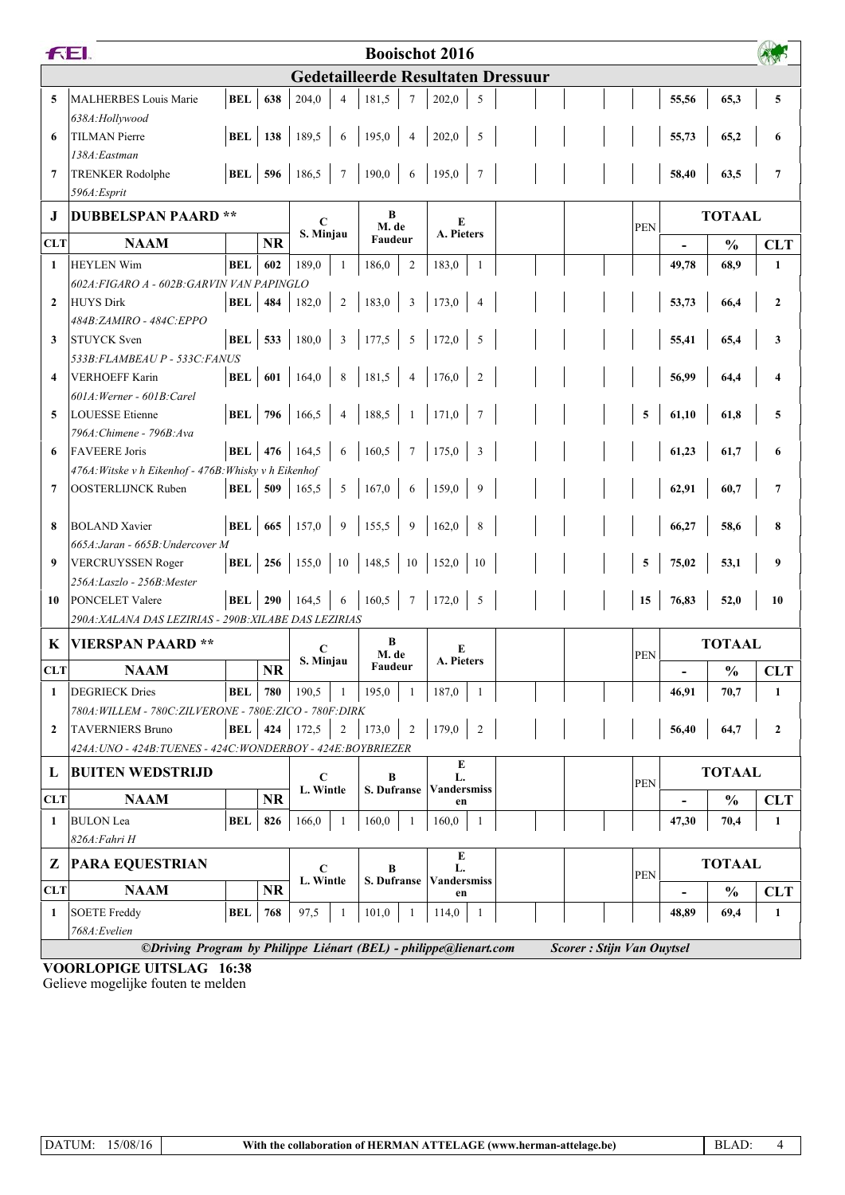# Booischot 2016

## Gedetailleerde Resultaten Dressuur

| | | | | | | | | | | | | | | |
|---|---|---|---|---|---|---|---|---|---|---|---|---|---|---|
| 5 | MALHERBES Louis Marie<br>*638A:Hollywood* | BEL | 638 | 204,0 | 4 | 181,5 | 7 | 202,0 | 5 | | | 55,56 | 65,3 | 5 |
| 6 | TILMAN Pierre<br>*138A:Eastman* | BEL | 138 | 189,5 | 6 | 195,0 | 4 | 202,0 | 5 | | | 55,73 | 65,2 | 6 |
| 7 | TRENKER Rodolphe<br>*596A:Esprit* | BEL | 596 | 186,5 | 7 | 190,0 | 6 | 195,0 | 7 | | | 58,40 | 63,5 | 7 |

| J | DUBBELSPAN PAARD ** | | | C S. Minjau | | B M. de Faudeur | | E A. Pieters | | | PEN | TOTAAL | | |
|---|---|---|---|---|---|---|---|---|---|---|---|---|---|---|
| CLT | NAAM | | NR | | | | | | | | | - | % | CLT |
| 1 | HEYLEN Wim<br>*602A:FIGARO A - 602B:GARVIN VAN PAPINGLO* | BEL | 602 | 189,0 | 1 | 186,0 | 2 | 183,0 | 1 | | | 49,78 | 68,9 | 1 |
| 2 | HUYS Dirk<br>*484B:ZAMIRO - 484C:EPPO* | BEL | 484 | 182,0 | 2 | 183,0 | 3 | 173,0 | 4 | | | 53,73 | 66,4 | 2 |
| 3 | STUYCK Sven<br>*533B:FLAMBEAU P - 533C:FANUS* | BEL | 533 | 180,0 | 3 | 177,5 | 5 | 172,0 | 5 | | | 55,41 | 65,4 | 3 |
| 4 | VERHOEFF Karin<br>*601A:Werner - 601B:Carel* | BEL | 601 | 164,0 | 8 | 181,5 | 4 | 176,0 | 2 | | | 56,99 | 64,4 | 4 |
| 5 | LOUESSE Etienne<br>*796A:Chimene - 796B:Ava* | BEL | 796 | 166,5 | 4 | 188,5 | 1 | 171,0 | 7 | | 5 | 61,10 | 61,8 | 5 |
| 6 | FAVEERE Joris<br>*476A:Witske v h Eikenhof - 476B:Whisky v h Eikenhof* | BEL | 476 | 164,5 | 6 | 160,5 | 7 | 175,0 | 3 | | | 61,23 | 61,7 | 6 |
| 7 | OOSTERLIJNCK Ruben | BEL | 509 | 165,5 | 5 | 167,0 | 6 | 159,0 | 9 | | | 62,91 | 60,7 | 7 |
| 8 | BOLAND Xavier<br>*665A:Jaran - 665B:Undercover M* | BEL | 665 | 157,0 | 9 | 155,5 | 9 | 162,0 | 8 | | | 66,27 | 58,6 | 8 |
| 9 | VERCRUYSSEN Roger<br>*256A:Laszlo - 256B:Mester* | BEL | 256 | 155,0 | 10 | 148,5 | 10 | 152,0 | 10 | | 5 | 75,02 | 53,1 | 9 |
| 10 | PONCELET Valere<br>*290A:XALANA DAS LEZIRIAS - 290B:XILABE DAS LEZIRIAS* | BEL | 290 | 164,5 | 6 | 160,5 | 7 | 172,0 | 5 | | 15 | 76,83 | 52,0 | 10 |

| K | VIERSPAN PAARD ** | | | C S. Minjau | | B M. de Faudeur | | E A. Pieters | | | PEN | TOTAAL | | |
|---|---|---|---|---|---|---|---|---|---|---|---|---|---|---|
| CLT | NAAM | | NR | | | | | | | | | - | % | CLT |
| 1 | DEGRIECK Dries<br>*780A:WILLEM - 780C:ZILVERONE - 780E:ZICO - 780F:DIRK* | BEL | 780 | 190,5 | 1 | 195,0 | 1 | 187,0 | 1 | | | 46,91 | 70,7 | 1 |
| 2 | TAVERNIERS Bruno<br>*424A:UNO - 424B:TUENES - 424C:WONDERBOY - 424E:BOYBRIEZER* | BEL | 424 | 172,5 | 2 | 173,0 | 2 | 179,0 | 2 | | | 56,40 | 64,7 | 2 |

| L | BUITEN WEDSTRIJD | | | C L. Wintle | | B S. Dufranse | | E L. Vandersmissen | | | PEN | TOTAAL | | |
|---|---|---|---|---|---|---|---|---|---|---|---|---|---|---|
| CLT | NAAM | | NR | | | | | | | | | - | % | CLT |
| 1 | BULON Lea<br>*826A:Fahri H* | BEL | 826 | 166,0 | 1 | 160,0 | 1 | 160,0 | 1 | | | 47,30 | 70,4 | 1 |

| Z | PARA EQUESTRIAN | | | C L. Wintle | | B S. Dufranse | | E L. Vandersmissen | | | PEN | TOTAAL | | |
|---|---|---|---|---|---|---|---|---|---|---|---|---|---|---|
| CLT | NAAM | | NR | | | | | | | | | - | % | CLT |
| 1 | SOETE Freddy<br>*768A:Evelien* | BEL | 768 | 97,5 | 1 | 101,0 | 1 | 114,0 | 1 | | | 48,89 | 69,4 | 1 |

*©Driving Program by Philippe Liénart (BEL) - philippe@lienart.com* *Scorer : Stijn Van Ouytsel*

**VOORLOPIGE UITSLAG 16:38**

Gelieve mogelijke fouten te melden

DATUM: 15/08/16 — With the collaboration of HERMAN ATTELAGE (www.herman-attelage.be)